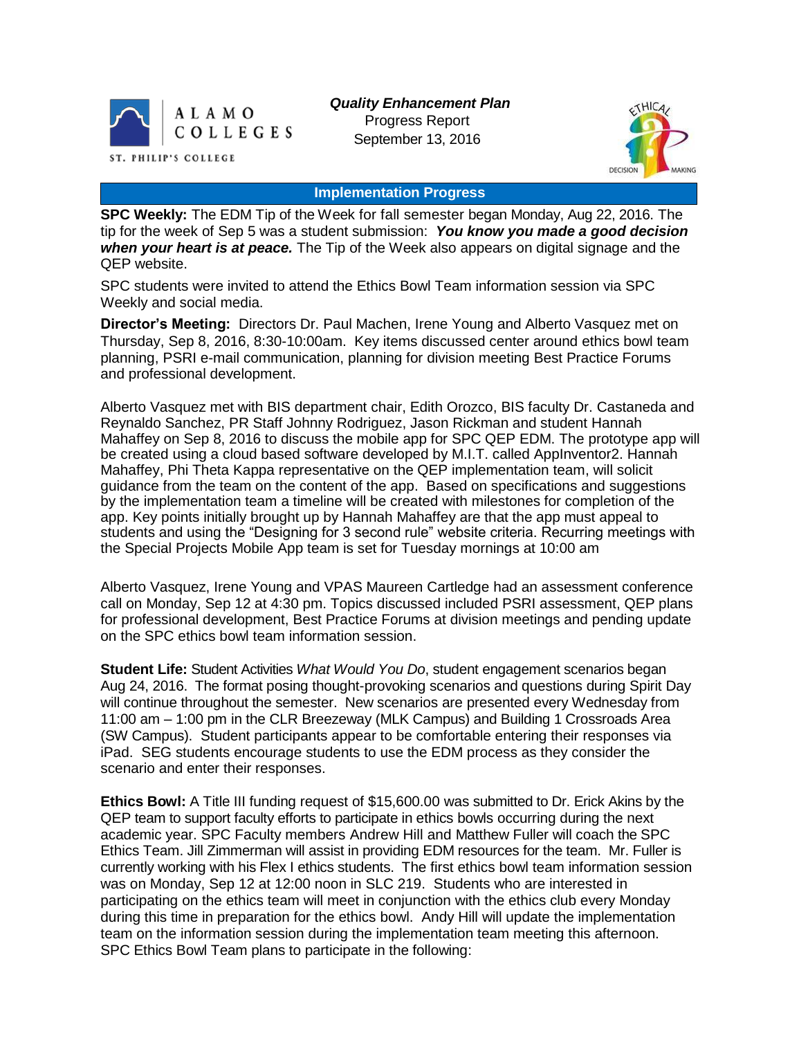ALAMO COLLEGES

ST. PHILIP'S COLLEGE

***Quality Enhancement Plan***
Progress Report
September 13, 2016

## Implementation Progress

**SPC Weekly:** The EDM Tip of the Week for fall semester began Monday, Aug 22, 2016. The tip for the week of Sep 5 was a student submission: ***You know you made a good decision when your heart is at peace.*** The Tip of the Week also appears on digital signage and the QEP website.

SPC students were invited to attend the Ethics Bowl Team information session via SPC Weekly and social media.

**Director's Meeting:** Directors Dr. Paul Machen, Irene Young and Alberto Vasquez met on Thursday, Sep 8, 2016, 8:30-10:00am. Key items discussed center around ethics bowl team planning, PSRI e-mail communication, planning for division meeting Best Practice Forums and professional development.

Alberto Vasquez met with BIS department chair, Edith Orozco, BIS faculty Dr. Castaneda and Reynaldo Sanchez, PR Staff Johnny Rodriguez, Jason Rickman and student Hannah Mahaffey on Sep 8, 2016 to discuss the mobile app for SPC QEP EDM. The prototype app will be created using a cloud based software developed by M.I.T. called AppInventor2. Hannah Mahaffey, Phi Theta Kappa representative on the QEP implementation team, will solicit guidance from the team on the content of the app. Based on specifications and suggestions by the implementation team a timeline will be created with milestones for completion of the app. Key points initially brought up by Hannah Mahaffey are that the app must appeal to students and using the "Designing for 3 second rule" website criteria. Recurring meetings with the Special Projects Mobile App team is set for Tuesday mornings at 10:00 am

Alberto Vasquez, Irene Young and VPAS Maureen Cartledge had an assessment conference call on Monday, Sep 12 at 4:30 pm. Topics discussed included PSRI assessment, QEP plans for professional development, Best Practice Forums at division meetings and pending update on the SPC ethics bowl team information session.

**Student Life:** Student Activities *What Would You Do*, student engagement scenarios began Aug 24, 2016. The format posing thought-provoking scenarios and questions during Spirit Day will continue throughout the semester. New scenarios are presented every Wednesday from 11:00 am – 1:00 pm in the CLR Breezeway (MLK Campus) and Building 1 Crossroads Area (SW Campus). Student participants appear to be comfortable entering their responses via iPad. SEG students encourage students to use the EDM process as they consider the scenario and enter their responses.

**Ethics Bowl:** A Title III funding request of $15,600.00 was submitted to Dr. Erick Akins by the QEP team to support faculty efforts to participate in ethics bowls occurring during the next academic year. SPC Faculty members Andrew Hill and Matthew Fuller will coach the SPC Ethics Team. Jill Zimmerman will assist in providing EDM resources for the team. Mr. Fuller is currently working with his Flex I ethics students. The first ethics bowl team information session was on Monday, Sep 12 at 12:00 noon in SLC 219. Students who are interested in participating on the ethics team will meet in conjunction with the ethics club every Monday during this time in preparation for the ethics bowl. Andy Hill will update the implementation team on the information session during the implementation team meeting this afternoon. SPC Ethics Bowl Team plans to participate in the following: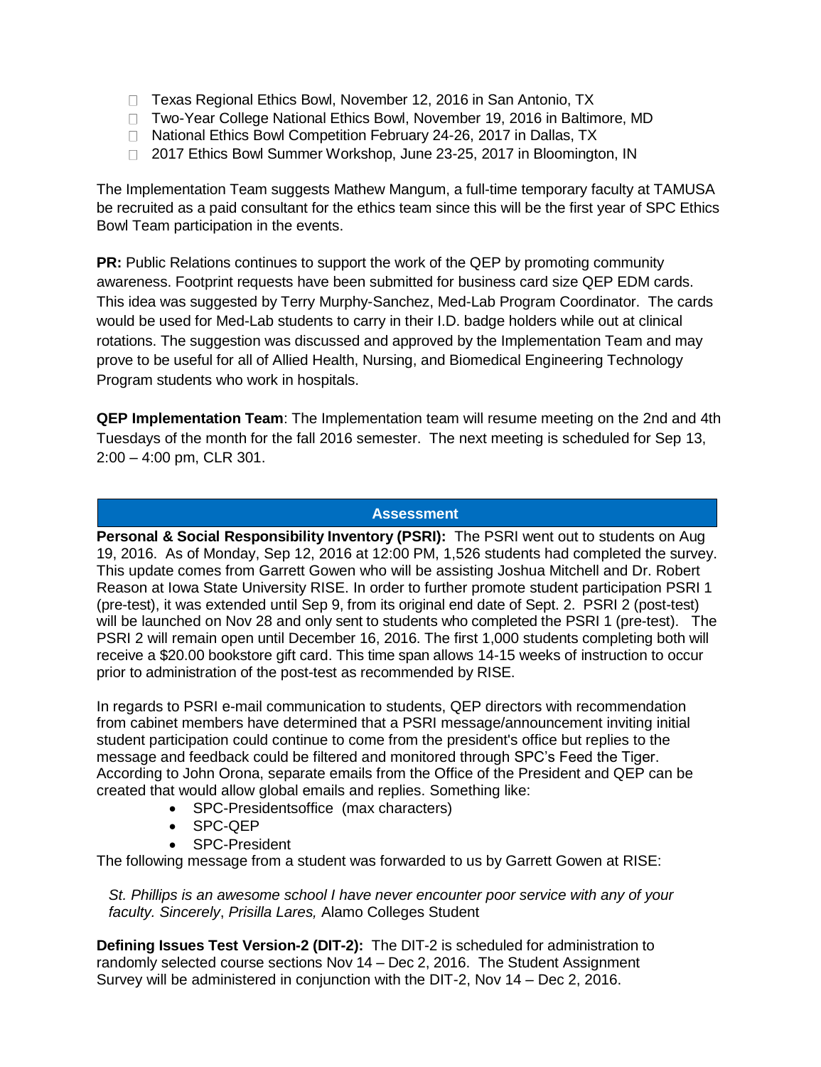- Texas Regional Ethics Bowl, November 12, 2016 in San Antonio, TX
- Two-Year College National Ethics Bowl, November 19, 2016 in Baltimore, MD
- National Ethics Bowl Competition February 24-26, 2017 in Dallas, TX
- 2017 Ethics Bowl Summer Workshop, June 23-25, 2017 in Bloomington, IN

The Implementation Team suggests Mathew Mangum, a full-time temporary faculty at TAMUSA be recruited as a paid consultant for the ethics team since this will be the first year of SPC Ethics Bowl Team participation in the events.

**PR:** Public Relations continues to support the work of the QEP by promoting community awareness. Footprint requests have been submitted for business card size QEP EDM cards. This idea was suggested by Terry Murphy-Sanchez, Med-Lab Program Coordinator. The cards would be used for Med-Lab students to carry in their I.D. badge holders while out at clinical rotations. The suggestion was discussed and approved by the Implementation Team and may prove to be useful for all of Allied Health, Nursing, and Biomedical Engineering Technology Program students who work in hospitals.

**QEP Implementation Team**: The Implementation team will resume meeting on the 2nd and 4th Tuesdays of the month for the fall 2016 semester. The next meeting is scheduled for Sep 13, 2:00 – 4:00 pm, CLR 301.

## Assessment

**Personal & Social Responsibility Inventory (PSRI):** The PSRI went out to students on Aug 19, 2016. As of Monday, Sep 12, 2016 at 12:00 PM, 1,526 students had completed the survey. This update comes from Garrett Gowen who will be assisting Joshua Mitchell and Dr. Robert Reason at Iowa State University RISE. In order to further promote student participation PSRI 1 (pre-test), it was extended until Sep 9, from its original end date of Sept. 2. PSRI 2 (post-test) will be launched on Nov 28 and only sent to students who completed the PSRI 1 (pre-test). The PSRI 2 will remain open until December 16, 2016. The first 1,000 students completing both will receive a $20.00 bookstore gift card. This time span allows 14-15 weeks of instruction to occur prior to administration of the post-test as recommended by RISE.

In regards to PSRI e-mail communication to students, QEP directors with recommendation from cabinet members have determined that a PSRI message/announcement inviting initial student participation could continue to come from the president's office but replies to the message and feedback could be filtered and monitored through SPC's Feed the Tiger. According to John Orona, separate emails from the Office of the President and QEP can be created that would allow global emails and replies. Something like:

- SPC-Presidentsoffice (max characters)
- SPC-QEP
- SPC-President

The following message from a student was forwarded to us by Garrett Gowen at RISE:

> *St. Phillips is an awesome school I have never encounter poor service with any of your faculty. Sincerely*, *Prisilla Lares,* Alamo Colleges Student

**Defining Issues Test Version-2 (DIT-2):** The DIT-2 is scheduled for administration to randomly selected course sections Nov 14 – Dec 2, 2016. The Student Assignment Survey will be administered in conjunction with the DIT-2, Nov 14 – Dec 2, 2016.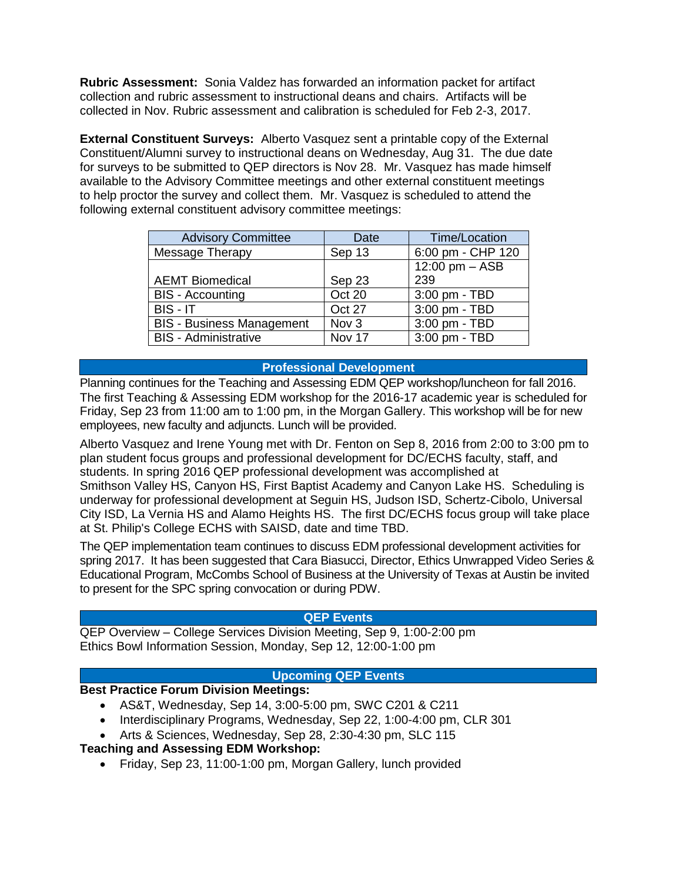**Rubric Assessment:** Sonia Valdez has forwarded an information packet for artifact collection and rubric assessment to instructional deans and chairs. Artifacts will be collected in Nov. Rubric assessment and calibration is scheduled for Feb 2-3, 2017.

**External Constituent Surveys:** Alberto Vasquez sent a printable copy of the External Constituent/Alumni survey to instructional deans on Wednesday, Aug 31. The due date for surveys to be submitted to QEP directors is Nov 28. Mr. Vasquez has made himself available to the Advisory Committee meetings and other external constituent meetings to help proctor the survey and collect them. Mr. Vasquez is scheduled to attend the following external constituent advisory committee meetings:

| Advisory Committee | Date | Time/Location |
|---|---|---|
| Message Therapy | Sep 13 | 6:00 pm - CHP 120 |
| AEMT Biomedical | Sep 23 | 12:00 pm – ASB 239 |
| BIS - Accounting | Oct 20 | 3:00 pm - TBD |
| BIS - IT | Oct 27 | 3:00 pm - TBD |
| BIS - Business Management | Nov 3 | 3:00 pm - TBD |
| BIS - Administrative | Nov 17 | 3:00 pm - TBD |

## Professional Development

Planning continues for the Teaching and Assessing EDM QEP workshop/luncheon for fall 2016. The first Teaching & Assessing EDM workshop for the 2016-17 academic year is scheduled for Friday, Sep 23 from 11:00 am to 1:00 pm, in the Morgan Gallery. This workshop will be for new employees, new faculty and adjuncts. Lunch will be provided.

Alberto Vasquez and Irene Young met with Dr. Fenton on Sep 8, 2016 from 2:00 to 3:00 pm to plan student focus groups and professional development for DC/ECHS faculty, staff, and students. In spring 2016 QEP professional development was accomplished at Smithson Valley HS, Canyon HS, First Baptist Academy and Canyon Lake HS. Scheduling is underway for professional development at Seguin HS, Judson ISD, Schertz-Cibolo, Universal City ISD, La Vernia HS and Alamo Heights HS. The first DC/ECHS focus group will take place at St. Philip's College ECHS with SAISD, date and time TBD.

The QEP implementation team continues to discuss EDM professional development activities for spring 2017. It has been suggested that Cara Biasucci, Director, Ethics Unwrapped Video Series & Educational Program, McCombs School of Business at the University of Texas at Austin be invited to present for the SPC spring convocation or during PDW.

## QEP Events

QEP Overview – College Services Division Meeting, Sep 9, 1:00-2:00 pm
Ethics Bowl Information Session, Monday, Sep 12, 12:00-1:00 pm

## Upcoming QEP Events

**Best Practice Forum Division Meetings:**

- AS&T, Wednesday, Sep 14, 3:00-5:00 pm, SWC C201 & C211
- Interdisciplinary Programs, Wednesday, Sep 22, 1:00-4:00 pm, CLR 301
- Arts & Sciences, Wednesday, Sep 28, 2:30-4:30 pm, SLC 115

**Teaching and Assessing EDM Workshop:**

- Friday, Sep 23, 11:00-1:00 pm, Morgan Gallery, lunch provided